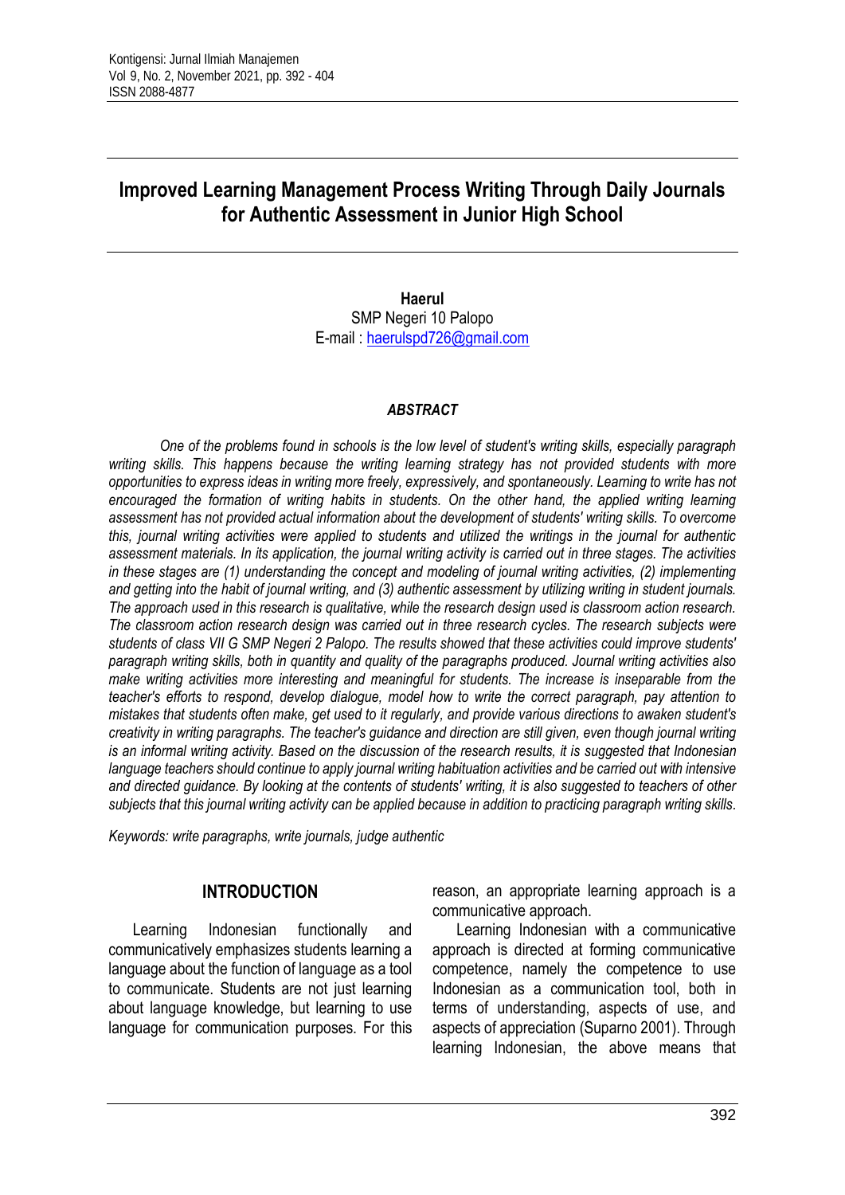# Improved Learning Management Process Writing Through Daily Journals for Authentic Assessment in Junior High School

**Haerul**
SMP Negeri 10 Palopo
E-mail : haerulspd726@gmail.com

***ABSTRACT***

*One of the problems found in schools is the low level of student's writing skills, especially paragraph writing skills. This happens because the writing learning strategy has not provided students with more opportunities to express ideas in writing more freely, expressively, and spontaneously. Learning to write has not encouraged the formation of writing habits in students. On the other hand, the applied writing learning assessment has not provided actual information about the development of students' writing skills. To overcome this, journal writing activities were applied to students and utilized the writings in the journal for authentic assessment materials. In its application, the journal writing activity is carried out in three stages. The activities in these stages are (1) understanding the concept and modeling of journal writing activities, (2) implementing and getting into the habit of journal writing, and (3) authentic assessment by utilizing writing in student journals. The approach used in this research is qualitative, while the research design used is classroom action research. The classroom action research design was carried out in three research cycles. The research subjects were students of class VII G SMP Negeri 2 Palopo. The results showed that these activities could improve students' paragraph writing skills, both in quantity and quality of the paragraphs produced. Journal writing activities also make writing activities more interesting and meaningful for students. The increase is inseparable from the teacher's efforts to respond, develop dialogue, model how to write the correct paragraph, pay attention to mistakes that students often make, get used to it regularly, and provide various directions to awaken student's creativity in writing paragraphs. The teacher's guidance and direction are still given, even though journal writing is an informal writing activity. Based on the discussion of the research results, it is suggested that Indonesian language teachers should continue to apply journal writing habituation activities and be carried out with intensive and directed guidance. By looking at the contents of students' writing, it is also suggested to teachers of other subjects that this journal writing activity can be applied because in addition to practicing paragraph writing skills.*

*Keywords: write paragraphs, write journals, judge authentic*

## INTRODUCTION

Learning Indonesian functionally and communicatively emphasizes students learning a language about the function of language as a tool to communicate. Students are not just learning about language knowledge, but learning to use language for communication purposes. For this reason, an appropriate learning approach is a communicative approach.

Learning Indonesian with a communicative approach is directed at forming communicative competence, namely the competence to use Indonesian as a communication tool, both in terms of understanding, aspects of use, and aspects of appreciation (Suparno 2001). Through learning Indonesian, the above means that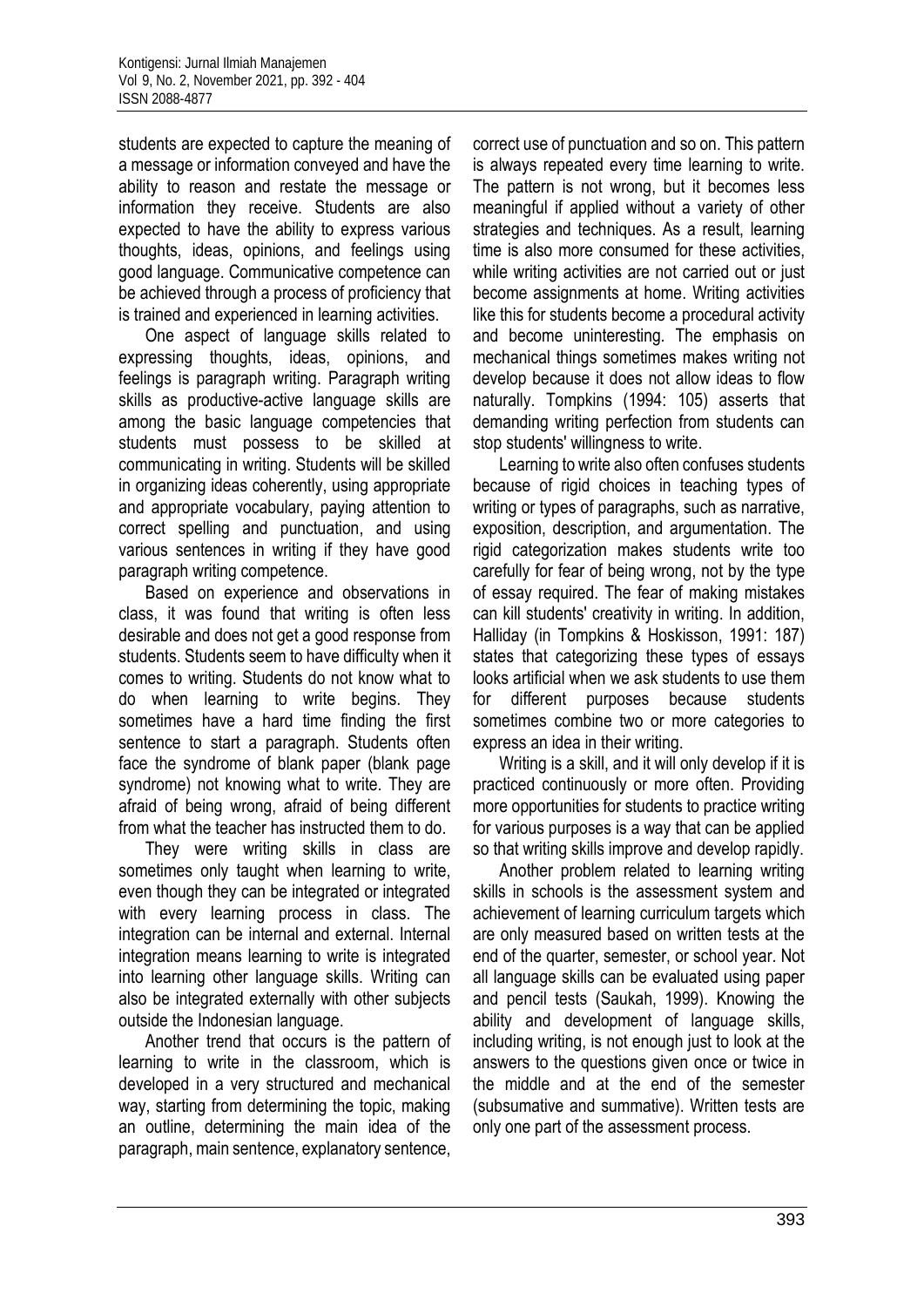students are expected to capture the meaning of a message or information conveyed and have the ability to reason and restate the message or information they receive. Students are also expected to have the ability to express various thoughts, ideas, opinions, and feelings using good language. Communicative competence can be achieved through a process of proficiency that is trained and experienced in learning activities.

One aspect of language skills related to expressing thoughts, ideas, opinions, and feelings is paragraph writing. Paragraph writing skills as productive-active language skills are among the basic language competencies that students must possess to be skilled at communicating in writing. Students will be skilled in organizing ideas coherently, using appropriate and appropriate vocabulary, paying attention to correct spelling and punctuation, and using various sentences in writing if they have good paragraph writing competence.

Based on experience and observations in class, it was found that writing is often less desirable and does not get a good response from students. Students seem to have difficulty when it comes to writing. Students do not know what to do when learning to write begins. They sometimes have a hard time finding the first sentence to start a paragraph. Students often face the syndrome of blank paper (blank page syndrome) not knowing what to write. They are afraid of being wrong, afraid of being different from what the teacher has instructed them to do.

They were writing skills in class are sometimes only taught when learning to write, even though they can be integrated or integrated with every learning process in class. The integration can be internal and external. Internal integration means learning to write is integrated into learning other language skills. Writing can also be integrated externally with other subjects outside the Indonesian language.

Another trend that occurs is the pattern of learning to write in the classroom, which is developed in a very structured and mechanical way, starting from determining the topic, making an outline, determining the main idea of the paragraph, main sentence, explanatory sentence, correct use of punctuation and so on. This pattern is always repeated every time learning to write. The pattern is not wrong, but it becomes less meaningful if applied without a variety of other strategies and techniques. As a result, learning time is also more consumed for these activities, while writing activities are not carried out or just become assignments at home. Writing activities like this for students become a procedural activity and become uninteresting. The emphasis on mechanical things sometimes makes writing not develop because it does not allow ideas to flow naturally. Tompkins (1994: 105) asserts that demanding writing perfection from students can stop students' willingness to write.

Learning to write also often confuses students because of rigid choices in teaching types of writing or types of paragraphs, such as narrative, exposition, description, and argumentation. The rigid categorization makes students write too carefully for fear of being wrong, not by the type of essay required. The fear of making mistakes can kill students' creativity in writing. In addition, Halliday (in Tompkins & Hoskisson, 1991: 187) states that categorizing these types of essays looks artificial when we ask students to use them for different purposes because students sometimes combine two or more categories to express an idea in their writing.

Writing is a skill, and it will only develop if it is practiced continuously or more often. Providing more opportunities for students to practice writing for various purposes is a way that can be applied so that writing skills improve and develop rapidly.

Another problem related to learning writing skills in schools is the assessment system and achievement of learning curriculum targets which are only measured based on written tests at the end of the quarter, semester, or school year. Not all language skills can be evaluated using paper and pencil tests (Saukah, 1999). Knowing the ability and development of language skills, including writing, is not enough just to look at the answers to the questions given once or twice in the middle and at the end of the semester (subsumative and summative). Written tests are only one part of the assessment process.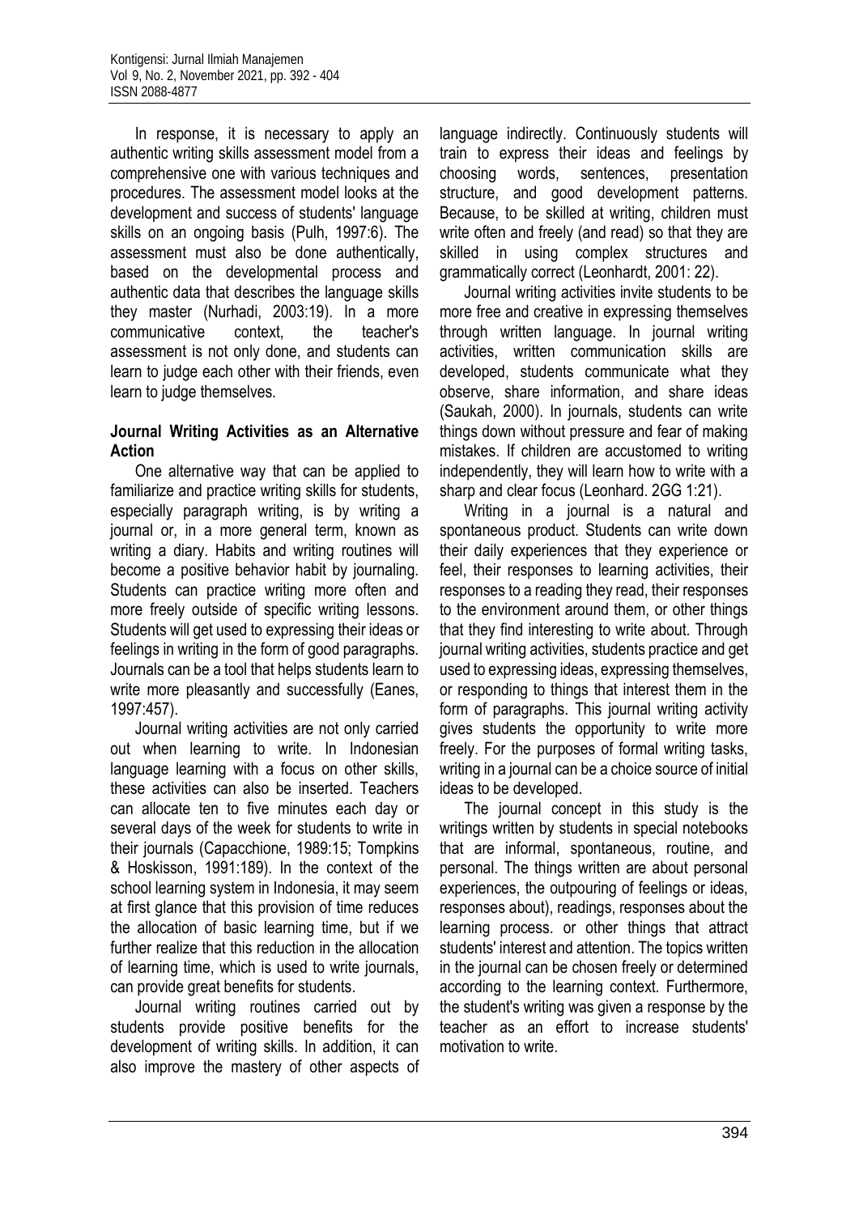In response, it is necessary to apply an authentic writing skills assessment model from a comprehensive one with various techniques and procedures. The assessment model looks at the development and success of students' language skills on an ongoing basis (Pulh, 1997:6). The assessment must also be done authentically, based on the developmental process and authentic data that describes the language skills they master (Nurhadi, 2003:19). In a more communicative context, the teacher's assessment is not only done, and students can learn to judge each other with their friends, even learn to judge themselves.

**Journal Writing Activities as an Alternative Action**

One alternative way that can be applied to familiarize and practice writing skills for students, especially paragraph writing, is by writing a journal or, in a more general term, known as writing a diary. Habits and writing routines will become a positive behavior habit by journaling. Students can practice writing more often and more freely outside of specific writing lessons. Students will get used to expressing their ideas or feelings in writing in the form of good paragraphs. Journals can be a tool that helps students learn to write more pleasantly and successfully (Eanes, 1997:457).

Journal writing activities are not only carried out when learning to write. In Indonesian language learning with a focus on other skills, these activities can also be inserted. Teachers can allocate ten to five minutes each day or several days of the week for students to write in their journals (Capacchione, 1989:15; Tompkins & Hoskisson, 1991:189). In the context of the school learning system in Indonesia, it may seem at first glance that this provision of time reduces the allocation of basic learning time, but if we further realize that this reduction in the allocation of learning time, which is used to write journals, can provide great benefits for students.

Journal writing routines carried out by students provide positive benefits for the development of writing skills. In addition, it can also improve the mastery of other aspects of language indirectly. Continuously students will train to express their ideas and feelings by choosing words, sentences, presentation structure, and good development patterns. Because, to be skilled at writing, children must write often and freely (and read) so that they are skilled in using complex structures and grammatically correct (Leonhardt, 2001: 22).

Journal writing activities invite students to be more free and creative in expressing themselves through written language. In journal writing activities, written communication skills are developed, students communicate what they observe, share information, and share ideas (Saukah, 2000). In journals, students can write things down without pressure and fear of making mistakes. If children are accustomed to writing independently, they will learn how to write with a sharp and clear focus (Leonhard. 2GG 1:21).

Writing in a journal is a natural and spontaneous product. Students can write down their daily experiences that they experience or feel, their responses to learning activities, their responses to a reading they read, their responses to the environment around them, or other things that they find interesting to write about. Through journal writing activities, students practice and get used to expressing ideas, expressing themselves, or responding to things that interest them in the form of paragraphs. This journal writing activity gives students the opportunity to write more freely. For the purposes of formal writing tasks, writing in a journal can be a choice source of initial ideas to be developed.

The journal concept in this study is the writings written by students in special notebooks that are informal, spontaneous, routine, and personal. The things written are about personal experiences, the outpouring of feelings or ideas, responses about), readings, responses about the learning process. or other things that attract students' interest and attention. The topics written in the journal can be chosen freely or determined according to the learning context. Furthermore, the student's writing was given a response by the teacher as an effort to increase students' motivation to write.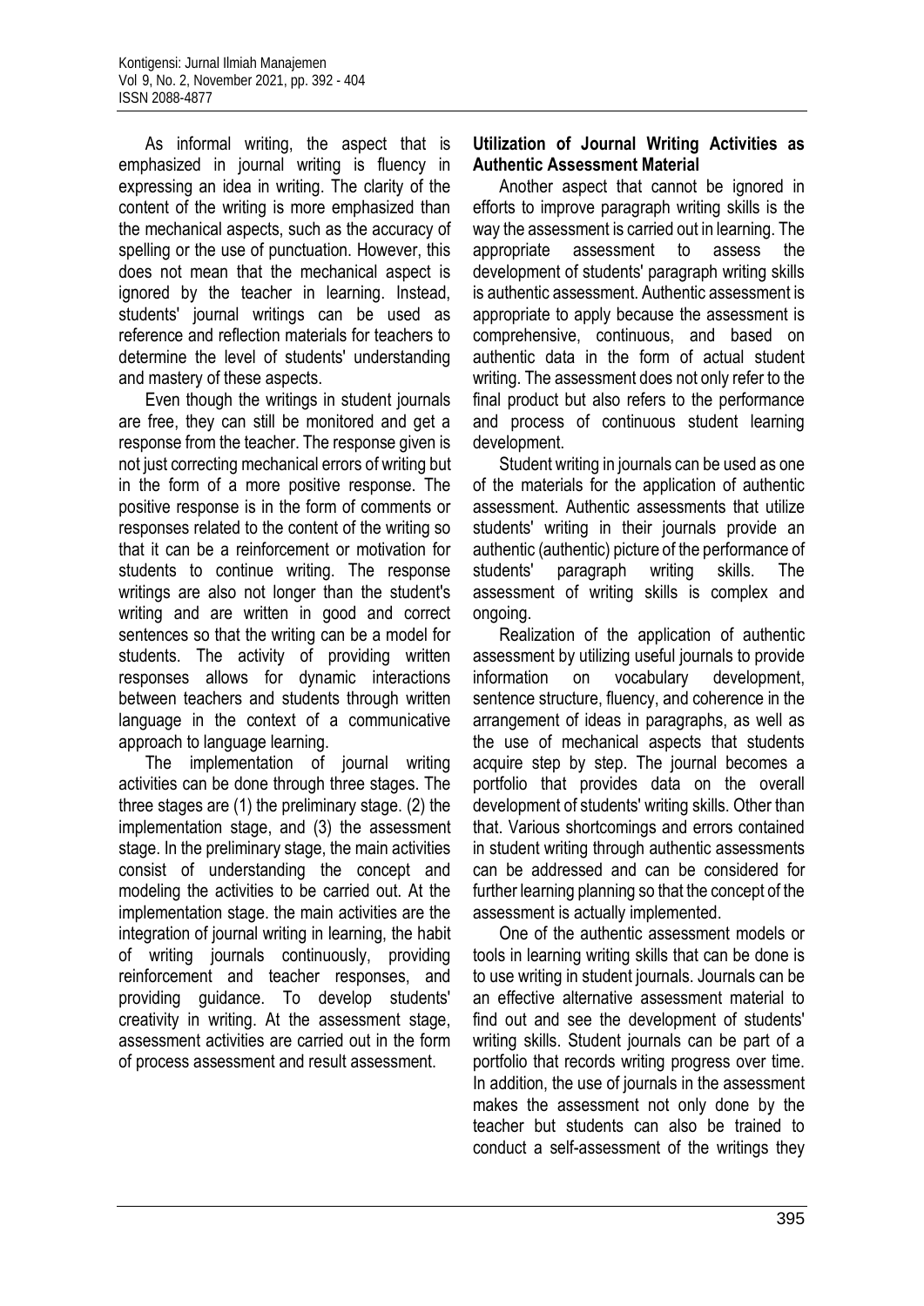As informal writing, the aspect that is emphasized in journal writing is fluency in expressing an idea in writing. The clarity of the content of the writing is more emphasized than the mechanical aspects, such as the accuracy of spelling or the use of punctuation. However, this does not mean that the mechanical aspect is ignored by the teacher in learning. Instead, students' journal writings can be used as reference and reflection materials for teachers to determine the level of students' understanding and mastery of these aspects.

Even though the writings in student journals are free, they can still be monitored and get a response from the teacher. The response given is not just correcting mechanical errors of writing but in the form of a more positive response. The positive response is in the form of comments or responses related to the content of the writing so that it can be a reinforcement or motivation for students to continue writing. The response writings are also not longer than the student's writing and are written in good and correct sentences so that the writing can be a model for students. The activity of providing written responses allows for dynamic interactions between teachers and students through written language in the context of a communicative approach to language learning.

The implementation of journal writing activities can be done through three stages. The three stages are (1) the preliminary stage. (2) the implementation stage, and (3) the assessment stage. In the preliminary stage, the main activities consist of understanding the concept and modeling the activities to be carried out. At the implementation stage. the main activities are the integration of journal writing in learning, the habit of writing journals continuously, providing reinforcement and teacher responses, and providing guidance. To develop students' creativity in writing. At the assessment stage, assessment activities are carried out in the form of process assessment and result assessment.

**Utilization of Journal Writing Activities as Authentic Assessment Material**

Another aspect that cannot be ignored in efforts to improve paragraph writing skills is the way the assessment is carried out in learning. The appropriate assessment to assess the development of students' paragraph writing skills is authentic assessment. Authentic assessment is appropriate to apply because the assessment is comprehensive, continuous, and based on authentic data in the form of actual student writing. The assessment does not only refer to the final product but also refers to the performance and process of continuous student learning development.

Student writing in journals can be used as one of the materials for the application of authentic assessment. Authentic assessments that utilize students' writing in their journals provide an authentic (authentic) picture of the performance of students' paragraph writing skills. The assessment of writing skills is complex and ongoing.

Realization of the application of authentic assessment by utilizing useful journals to provide information on vocabulary development, sentence structure, fluency, and coherence in the arrangement of ideas in paragraphs, as well as the use of mechanical aspects that students acquire step by step. The journal becomes a portfolio that provides data on the overall development of students' writing skills. Other than that. Various shortcomings and errors contained in student writing through authentic assessments can be addressed and can be considered for further learning planning so that the concept of the assessment is actually implemented.

One of the authentic assessment models or tools in learning writing skills that can be done is to use writing in student journals. Journals can be an effective alternative assessment material to find out and see the development of students' writing skills. Student journals can be part of a portfolio that records writing progress over time. In addition, the use of journals in the assessment makes the assessment not only done by the teacher but students can also be trained to conduct a self-assessment of the writings they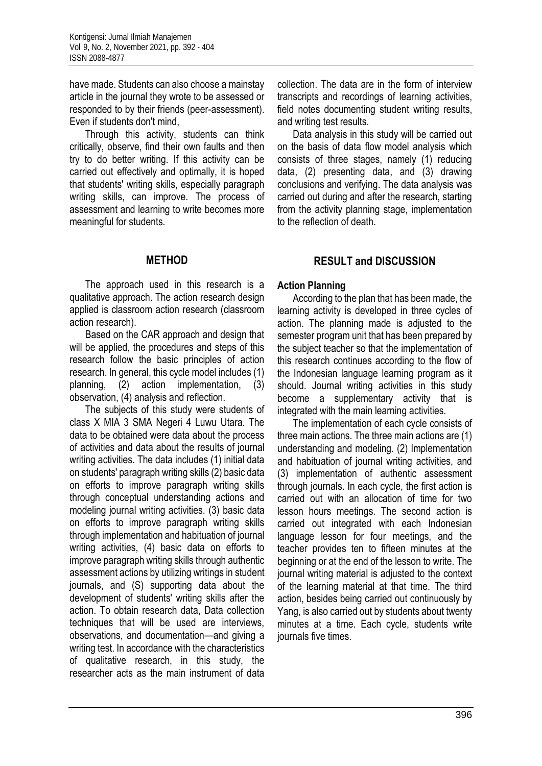have made. Students can also choose a mainstay article in the journal they wrote to be assessed or responded to by their friends (peer-assessment). Even if students don't mind,

Through this activity, students can think critically, observe, find their own faults and then try to do better writing. If this activity can be carried out effectively and optimally, it is hoped that students' writing skills, especially paragraph writing skills, can improve. The process of assessment and learning to write becomes more meaningful for students.

## METHOD

The approach used in this research is a qualitative approach. The action research design applied is classroom action research (classroom action research).

Based on the CAR approach and design that will be applied, the procedures and steps of this research follow the basic principles of action research. In general, this cycle model includes (1) planning, (2) action implementation, (3) observation, (4) analysis and reflection.

The subjects of this study were students of class X MIA 3 SMA Negeri 4 Luwu Utara. The data to be obtained were data about the process of activities and data about the results of journal writing activities. The data includes (1) initial data on students' paragraph writing skills (2) basic data on efforts to improve paragraph writing skills through conceptual understanding actions and modeling journal writing activities. (3) basic data on efforts to improve paragraph writing skills through implementation and habituation of journal writing activities, (4) basic data on efforts to improve paragraph writing skills through authentic assessment actions by utilizing writings in student journals, and (S) supporting data about the development of students' writing skills after the action. To obtain research data, Data collection techniques that will be used are interviews, observations, and documentation—and giving a writing test. In accordance with the characteristics of qualitative research, in this study, the researcher acts as the main instrument of data collection. The data are in the form of interview transcripts and recordings of learning activities, field notes documenting student writing results, and writing test results.

Data analysis in this study will be carried out on the basis of data flow model analysis which consists of three stages, namely (1) reducing data, (2) presenting data, and (3) drawing conclusions and verifying. The data analysis was carried out during and after the research, starting from the activity planning stage, implementation to the reflection of death.

## RESULT and DISCUSSION

### Action Planning

According to the plan that has been made, the learning activity is developed in three cycles of action. The planning made is adjusted to the semester program unit that has been prepared by the subject teacher so that the implementation of this research continues according to the flow of the Indonesian language learning program as it should. Journal writing activities in this study become a supplementary activity that is integrated with the main learning activities.

The implementation of each cycle consists of three main actions. The three main actions are (1) understanding and modeling. (2) Implementation and habituation of journal writing activities, and (3) implementation of authentic assessment through journals. In each cycle, the first action is carried out with an allocation of time for two lesson hours meetings. The second action is carried out integrated with each Indonesian language lesson for four meetings, and the teacher provides ten to fifteen minutes at the beginning or at the end of the lesson to write. The journal writing material is adjusted to the context of the learning material at that time. The third action, besides being carried out continuously by Yang, is also carried out by students about twenty minutes at a time. Each cycle, students write journals five times.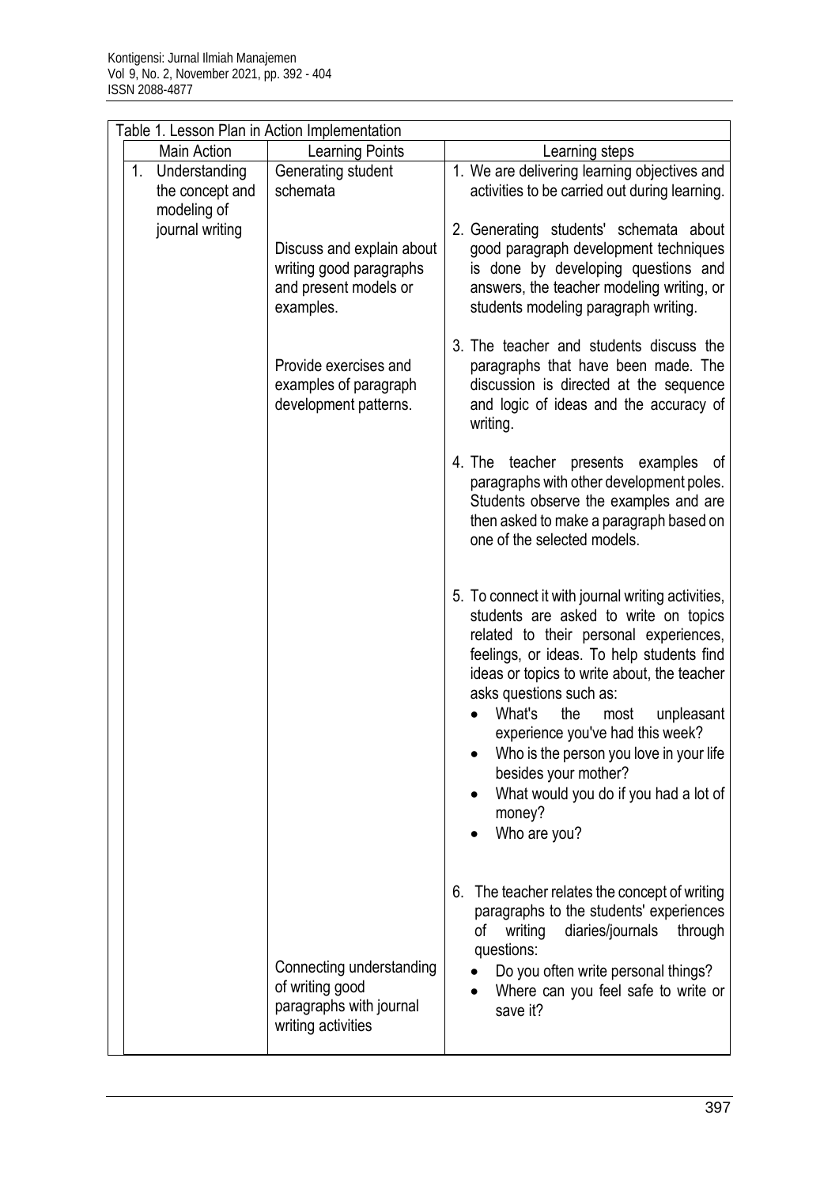Table 1. Lesson Plan in Action Implementation

| Main Action | Learning Points | Learning steps |
|---|---|---|
| 1. Understanding the concept and modeling of journal writing | Generating student schemata | 1. We are delivering learning objectives and activities to be carried out during learning. |
| | Discuss and explain about writing good paragraphs and present models or examples. | 2. Generating students' schemata about good paragraph development techniques is done by developing questions and answers, the teacher modeling writing, or students modeling paragraph writing. |
| | Provide exercises and examples of paragraph development patterns. | 3. The teacher and students discuss the paragraphs that have been made. The discussion is directed at the sequence and logic of ideas and the accuracy of writing. |
| | | 4. The teacher presents examples of paragraphs with other development poles. Students observe the examples and are then asked to make a paragraph based on one of the selected models. |
| | | 5. To connect it with journal writing activities, students are asked to write on topics related to their personal experiences, feelings, or ideas. To help students find ideas or topics to write about, the teacher asks questions such as: <br>• What's the most unpleasant experience you've had this week? <br>• Who is the person you love in your life besides your mother? <br>• What would you do if you had a lot of money? <br>• Who are you? |
| | Connecting understanding of writing good paragraphs with journal writing activities | 6. The teacher relates the concept of writing paragraphs to the students' experiences of writing diaries/journals through questions: <br>• Do you often write personal things? <br>• Where can you feel safe to write or save it? |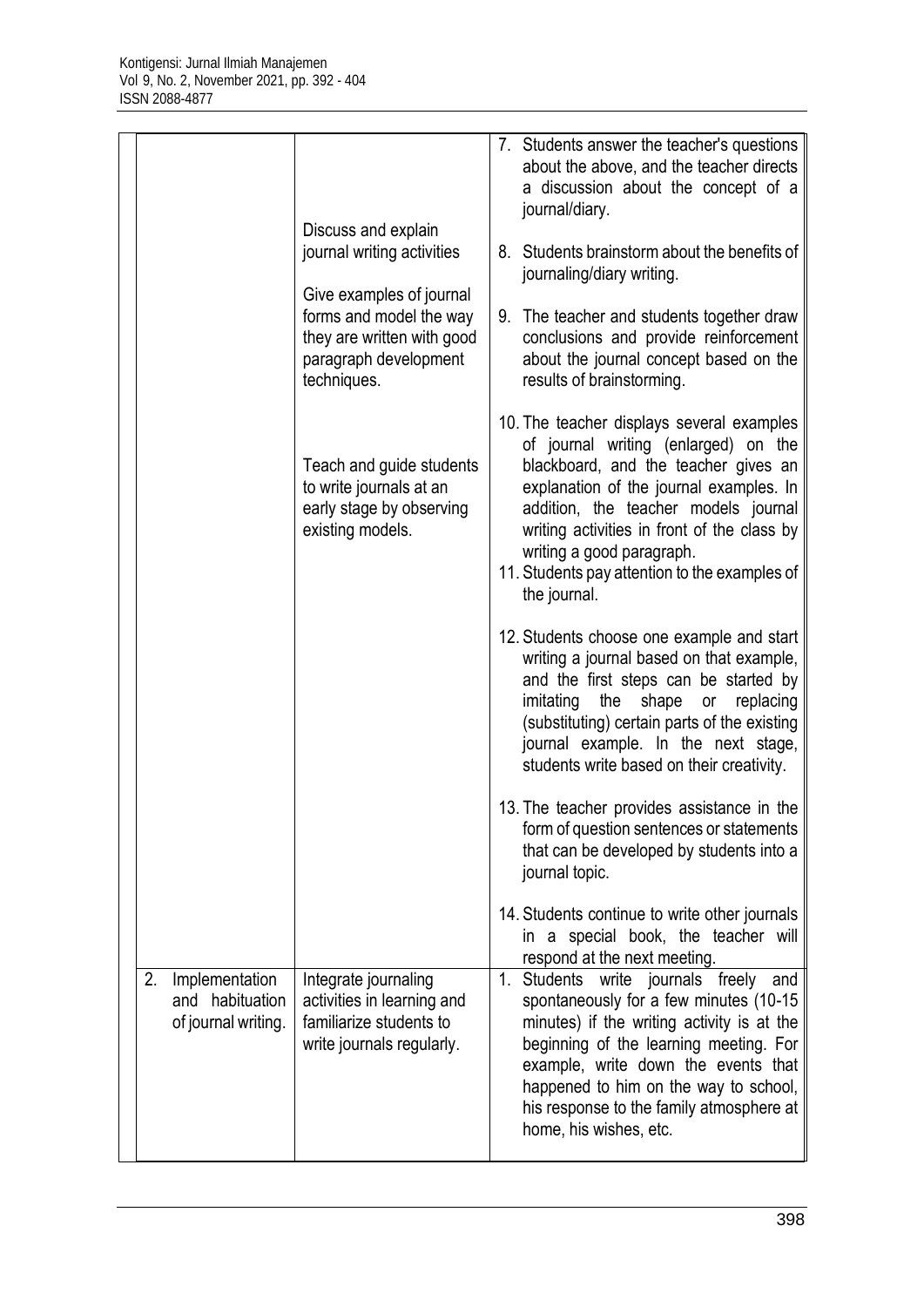| | | |
|---|---|---|
| | Discuss and explain journal writing activities<br><br>Give examples of journal forms and model the way they are written with good paragraph development techniques.<br><br>Teach and guide students to write journals at an early stage by observing existing models. | 7. Students answer the teacher's questions about the above, and the teacher directs a discussion about the concept of a journal/diary.<br><br>8. Students brainstorm about the benefits of journaling/diary writing.<br><br>9. The teacher and students together draw conclusions and provide reinforcement about the journal concept based on the results of brainstorming.<br><br>10. The teacher displays several examples of journal writing (enlarged) on the blackboard, and the teacher gives an explanation of the journal examples. In addition, the teacher models journal writing activities in front of the class by writing a good paragraph.<br>11. Students pay attention to the examples of the journal.<br><br>12. Students choose one example and start writing a journal based on that example, and the first steps can be started by imitating the shape or replacing (substituting) certain parts of the existing journal example. In the next stage, students write based on their creativity.<br><br>13. The teacher provides assistance in the form of question sentences or statements that can be developed by students into a journal topic.<br><br>14. Students continue to write other journals in a special book, the teacher will respond at the next meeting. |
| 2. Implementation and habituation of journal writing. | Integrate journaling activities in learning and familiarize students to write journals regularly. | 1. Students write journals freely and spontaneously for a few minutes (10-15 minutes) if the writing activity is at the beginning of the learning meeting. For example, write down the events that happened to him on the way to school, his response to the family atmosphere at home, his wishes, etc. |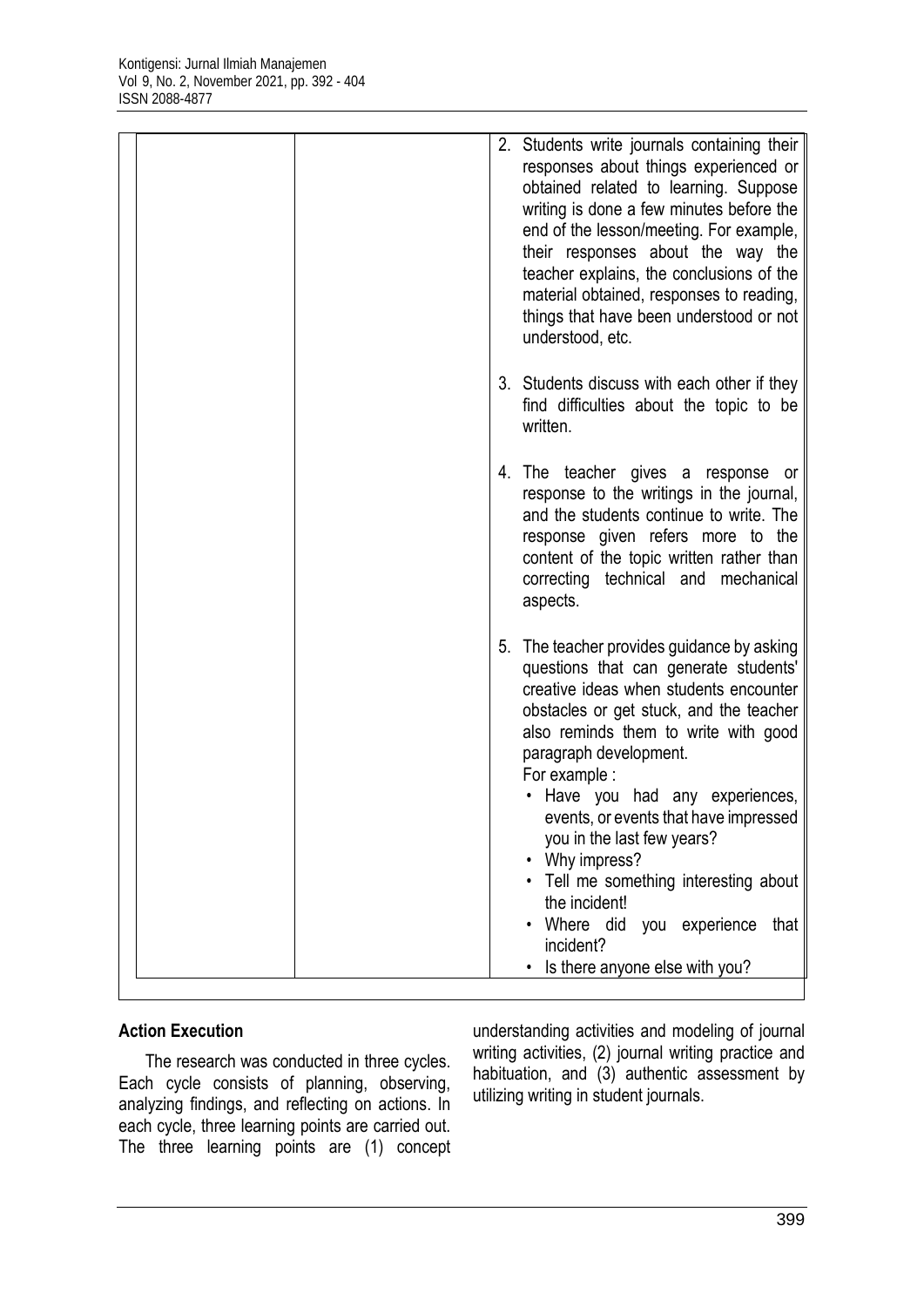| | | 2. Students write journals containing their responses about things experienced or obtained related to learning. Suppose writing is done a few minutes before the end of the lesson/meeting. For example, their responses about the way the teacher explains, the conclusions of the material obtained, responses to reading, things that have been understood or not understood, etc. |
|---|---|---|
| | | 3. Students discuss with each other if they find difficulties about the topic to be written. |
| | | 4. The teacher gives a response or response to the writings in the journal, and the students continue to write. The response given refers more to the content of the topic written rather than correcting technical and mechanical aspects. |
| | | 5. The teacher provides guidance by asking questions that can generate students' creative ideas when students encounter obstacles or get stuck, and the teacher also reminds them to write with good paragraph development. For example : • Have you had any experiences, events, or events that have impressed you in the last few years? • Why impress? • Tell me something interesting about the incident! • Where did you experience that incident? • Is there anyone else with you? |

**Action Execution**

The research was conducted in three cycles. Each cycle consists of planning, observing, analyzing findings, and reflecting on actions. In each cycle, three learning points are carried out. The three learning points are (1) concept understanding activities and modeling of journal writing activities, (2) journal writing practice and habituation, and (3) authentic assessment by utilizing writing in student journals.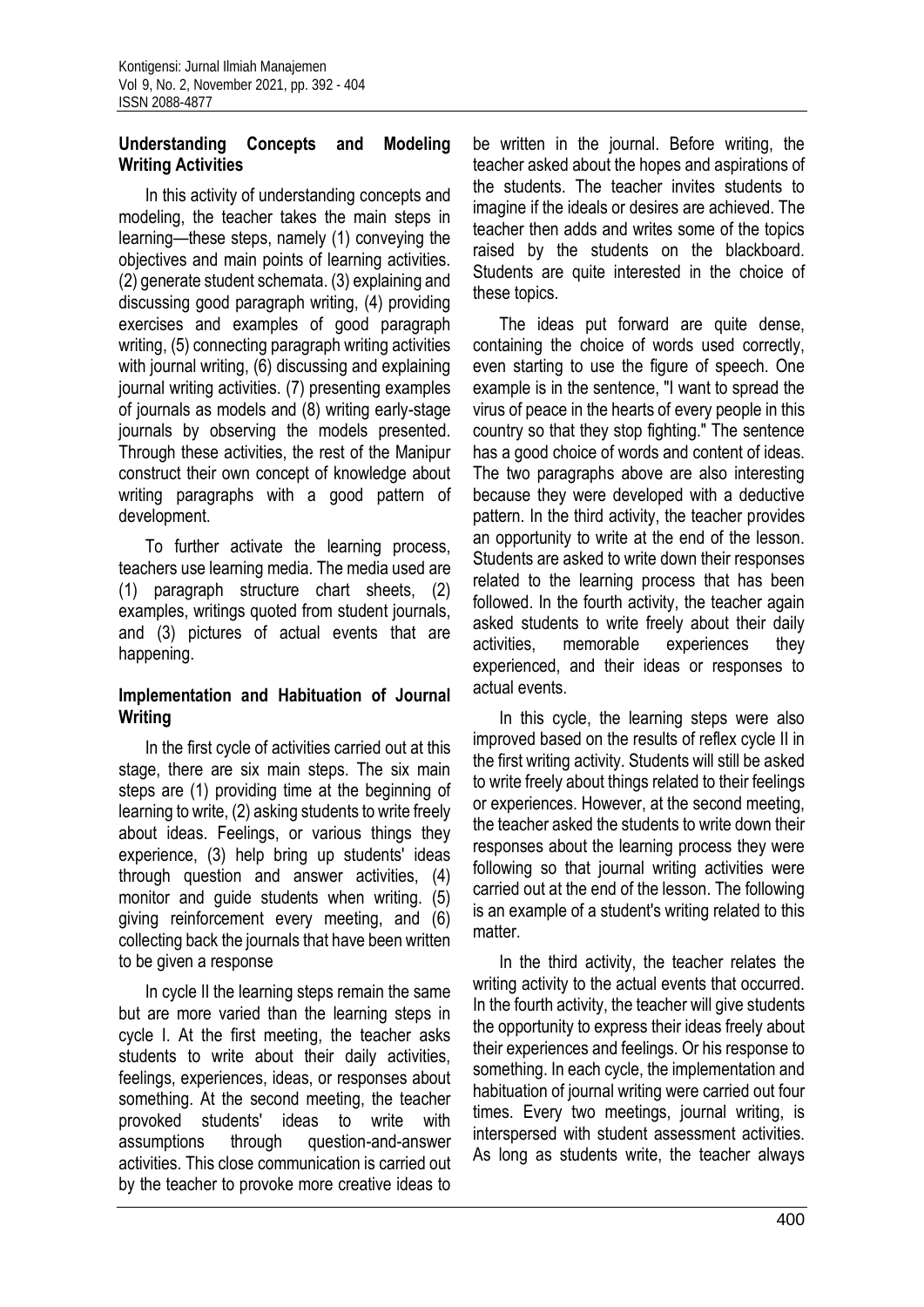### Understanding Concepts and Modeling Writing Activities

In this activity of understanding concepts and modeling, the teacher takes the main steps in learning—these steps, namely (1) conveying the objectives and main points of learning activities. (2) generate student schemata. (3) explaining and discussing good paragraph writing, (4) providing exercises and examples of good paragraph writing, (5) connecting paragraph writing activities with journal writing, (6) discussing and explaining journal writing activities. (7) presenting examples of journals as models and (8) writing early-stage journals by observing the models presented. Through these activities, the rest of the Manipur construct their own concept of knowledge about writing paragraphs with a good pattern of development.

To further activate the learning process, teachers use learning media. The media used are (1) paragraph structure chart sheets, (2) examples, writings quoted from student journals, and (3) pictures of actual events that are happening.

### Implementation and Habituation of Journal Writing

In the first cycle of activities carried out at this stage, there are six main steps. The six main steps are (1) providing time at the beginning of learning to write, (2) asking students to write freely about ideas. Feelings, or various things they experience, (3) help bring up students' ideas through question and answer activities, (4) monitor and guide students when writing. (5) giving reinforcement every meeting, and (6) collecting back the journals that have been written to be given a response

In cycle II the learning steps remain the same but are more varied than the learning steps in cycle I. At the first meeting, the teacher asks students to write about their daily activities, feelings, experiences, ideas, or responses about something. At the second meeting, the teacher provoked students' ideas to write with assumptions through question-and-answer activities. This close communication is carried out by the teacher to provoke more creative ideas to be written in the journal. Before writing, the teacher asked about the hopes and aspirations of the students. The teacher invites students to imagine if the ideals or desires are achieved. The teacher then adds and writes some of the topics raised by the students on the blackboard. Students are quite interested in the choice of these topics.

The ideas put forward are quite dense, containing the choice of words used correctly, even starting to use the figure of speech. One example is in the sentence, "I want to spread the virus of peace in the hearts of every people in this country so that they stop fighting." The sentence has a good choice of words and content of ideas. The two paragraphs above are also interesting because they were developed with a deductive pattern. In the third activity, the teacher provides an opportunity to write at the end of the lesson. Students are asked to write down their responses related to the learning process that has been followed. In the fourth activity, the teacher again asked students to write freely about their daily activities, memorable experiences they experienced, and their ideas or responses to actual events.

In this cycle, the learning steps were also improved based on the results of reflex cycle II in the first writing activity. Students will still be asked to write freely about things related to their feelings or experiences. However, at the second meeting, the teacher asked the students to write down their responses about the learning process they were following so that journal writing activities were carried out at the end of the lesson. The following is an example of a student's writing related to this matter.

In the third activity, the teacher relates the writing activity to the actual events that occurred. In the fourth activity, the teacher will give students the opportunity to express their ideas freely about their experiences and feelings. Or his response to something. In each cycle, the implementation and habituation of journal writing were carried out four times. Every two meetings, journal writing, is interspersed with student assessment activities. As long as students write, the teacher always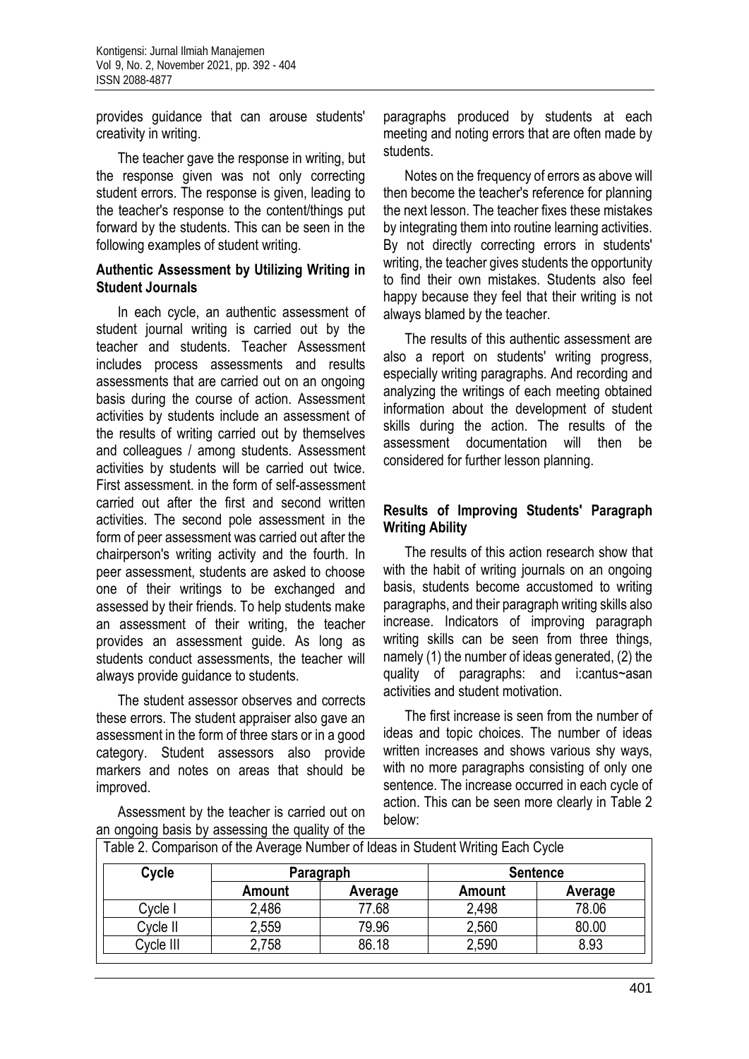provides guidance that can arouse students' creativity in writing.

The teacher gave the response in writing, but the response given was not only correcting student errors. The response is given, leading to the teacher's response to the content/things put forward by the students. This can be seen in the following examples of student writing.

### Authentic Assessment by Utilizing Writing in Student Journals

In each cycle, an authentic assessment of student journal writing is carried out by the teacher and students. Teacher Assessment includes process assessments and results assessments that are carried out on an ongoing basis during the course of action. Assessment activities by students include an assessment of the results of writing carried out by themselves and colleagues / among students. Assessment activities by students will be carried out twice. First assessment. in the form of self-assessment carried out after the first and second written activities. The second pole assessment in the form of peer assessment was carried out after the chairperson's writing activity and the fourth. In peer assessment, students are asked to choose one of their writings to be exchanged and assessed by their friends. To help students make an assessment of their writing, the teacher provides an assessment guide. As long as students conduct assessments, the teacher will always provide guidance to students.

The student assessor observes and corrects these errors. The student appraiser also gave an assessment in the form of three stars or in a good category. Student assessors also provide markers and notes on areas that should be improved.

Assessment by the teacher is carried out on an ongoing basis by assessing the quality of the paragraphs produced by students at each meeting and noting errors that are often made by students.

Notes on the frequency of errors as above will then become the teacher's reference for planning the next lesson. The teacher fixes these mistakes by integrating them into routine learning activities. By not directly correcting errors in students' writing, the teacher gives students the opportunity to find their own mistakes. Students also feel happy because they feel that their writing is not always blamed by the teacher.

The results of this authentic assessment are also a report on students' writing progress, especially writing paragraphs. And recording and analyzing the writings of each meeting obtained information about the development of student skills during the action. The results of the assessment documentation will then be considered for further lesson planning.

### Results of Improving Students' Paragraph Writing Ability

The results of this action research show that with the habit of writing journals on an ongoing basis, students become accustomed to writing paragraphs, and their paragraph writing skills also increase. Indicators of improving paragraph writing skills can be seen from three things, namely (1) the number of ideas generated, (2) the quality of paragraphs: and i:cantus~asan activities and student motivation.

The first increase is seen from the number of ideas and topic choices. The number of ideas written increases and shows various shy ways, with no more paragraphs consisting of only one sentence. The increase occurred in each cycle of action. This can be seen more clearly in Table 2 below:

Table 2. Comparison of the Average Number of Ideas in Student Writing Each Cycle

| Cycle | Paragraph | | Sentence | |
|---|---|---|---|---|
| | Amount | Average | Amount | Average |
| Cycle I | 2,486 | 77.68 | 2,498 | 78.06 |
| Cycle II | 2,559 | 79.96 | 2,560 | 80.00 |
| Cycle III | 2,758 | 86.18 | 2,590 | 8.93 |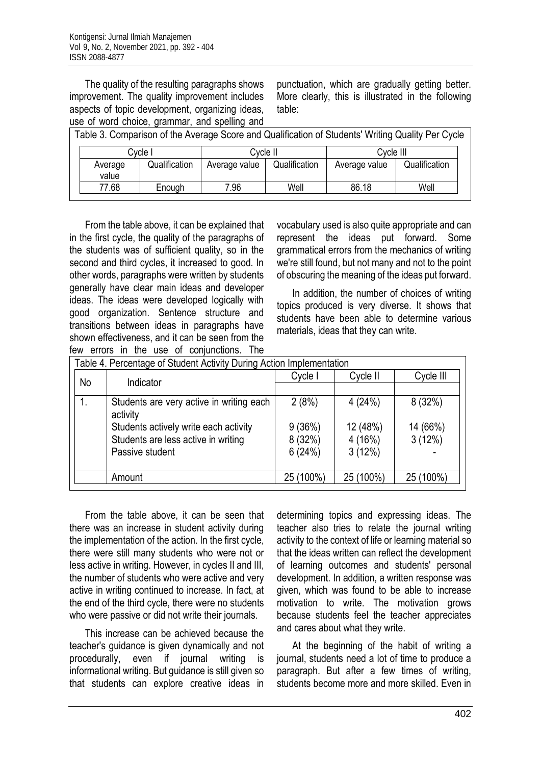The quality of the resulting paragraphs shows improvement. The quality improvement includes aspects of topic development, organizing ideas, use of word choice, grammar, and spelling and punctuation, which are gradually getting better. More clearly, this is illustrated in the following table:

Table 3. Comparison of the Average Score and Qualification of Students' Writing Quality Per Cycle

| Cycle I | | Cycle II | | Cycle III | |
|---|---|---|---|---|---|
| Average value | Qualification | Average value | Qualification | Average value | Qualification |
| 77.68 | Enough | 7.96 | Well | 86.18 | Well |

From the table above, it can be explained that in the first cycle, the quality of the paragraphs of the students was of sufficient quality, so in the second and third cycles, it increased to good. In other words, paragraphs were written by students generally have clear main ideas and developer ideas. The ideas were developed logically with good organization. Sentence structure and transitions between ideas in paragraphs have shown effectiveness, and it can be seen from the few errors in the use of conjunctions. The vocabulary used is also quite appropriate and can represent the ideas put forward. Some grammatical errors from the mechanics of writing we're still found, but not many and not to the point of obscuring the meaning of the ideas put forward.

In addition, the number of choices of writing topics produced is very diverse. It shows that students have been able to determine various materials, ideas that they can write.

Table 4. Percentage of Student Activity During Action Implementation

| No | Indicator | Cycle I | Cycle II | Cycle III |
|---|---|---|---|---|
| 1. | Students are very active in writing each activity | 2 (8%) | 4 (24%) | 8 (32%) |
| | Students actively write each activity | 9 (36%) | 12 (48%) | 14 (66%) |
| | Students are less active in writing | 8 (32%) | 4 (16%) | 3 (12%) |
| | Passive student | 6 (24%) | 3 (12%) | - |
| | Amount | 25 (100%) | 25 (100%) | 25 (100%) |

From the table above, it can be seen that there was an increase in student activity during the implementation of the action. In the first cycle, there were still many students who were not or less active in writing. However, in cycles II and III, the number of students who were active and very active in writing continued to increase. In fact, at the end of the third cycle, there were no students who were passive or did not write their journals.

This increase can be achieved because the teacher's guidance is given dynamically and not procedurally, even if journal writing is informational writing. But guidance is still given so that students can explore creative ideas in determining topics and expressing ideas. The teacher also tries to relate the journal writing activity to the context of life or learning material so that the ideas written can reflect the development of learning outcomes and students' personal development. In addition, a written response was given, which was found to be able to increase motivation to write. The motivation grows because students feel the teacher appreciates and cares about what they write.

At the beginning of the habit of writing a journal, students need a lot of time to produce a paragraph. But after a few times of writing, students become more and more skilled. Even in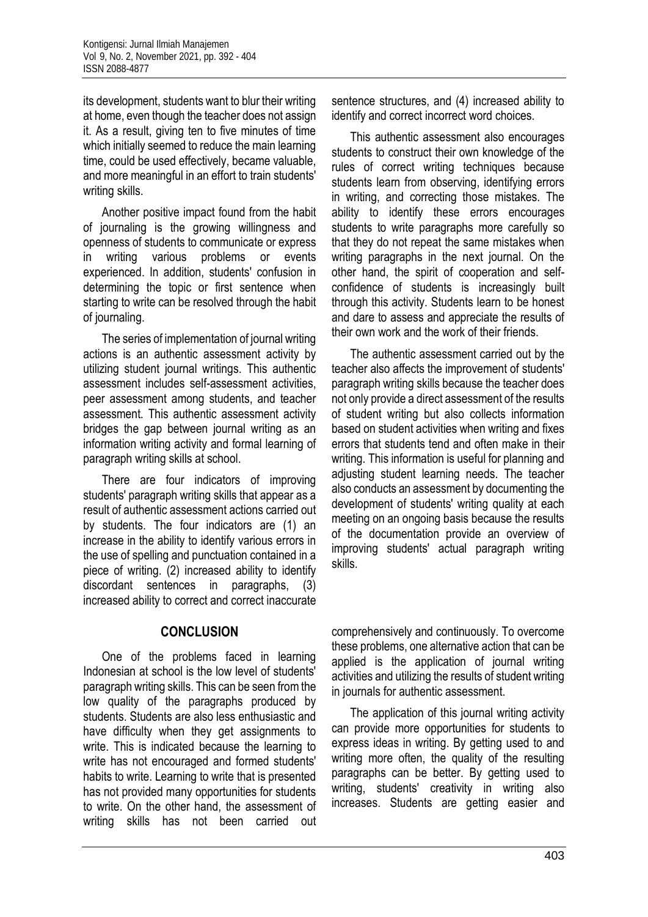its development, students want to blur their writing at home, even though the teacher does not assign it. As a result, giving ten to five minutes of time which initially seemed to reduce the main learning time, could be used effectively, became valuable, and more meaningful in an effort to train students' writing skills.

Another positive impact found from the habit of journaling is the growing willingness and openness of students to communicate or express in writing various problems or events experienced. In addition, students' confusion in determining the topic or first sentence when starting to write can be resolved through the habit of journaling.

The series of implementation of journal writing actions is an authentic assessment activity by utilizing student journal writings. This authentic assessment includes self-assessment activities, peer assessment among students, and teacher assessment. This authentic assessment activity bridges the gap between journal writing as an information writing activity and formal learning of paragraph writing skills at school.

There are four indicators of improving students' paragraph writing skills that appear as a result of authentic assessment actions carried out by students. The four indicators are (1) an increase in the ability to identify various errors in the use of spelling and punctuation contained in a piece of writing. (2) increased ability to identify discordant sentences in paragraphs, (3) increased ability to correct and correct inaccurate sentence structures, and (4) increased ability to identify and correct incorrect word choices.

This authentic assessment also encourages students to construct their own knowledge of the rules of correct writing techniques because students learn from observing, identifying errors in writing, and correcting those mistakes. The ability to identify these errors encourages students to write paragraphs more carefully so that they do not repeat the same mistakes when writing paragraphs in the next journal. On the other hand, the spirit of cooperation and self-confidence of students is increasingly built through this activity. Students learn to be honest and dare to assess and appreciate the results of their own work and the work of their friends.

The authentic assessment carried out by the teacher also affects the improvement of students' paragraph writing skills because the teacher does not only provide a direct assessment of the results of student writing but also collects information based on student activities when writing and fixes errors that students tend and often make in their writing. This information is useful for planning and adjusting student learning needs. The teacher also conducts an assessment by documenting the development of students' writing quality at each meeting on an ongoing basis because the results of the documentation provide an overview of improving students' actual paragraph writing skills.

## CONCLUSION

One of the problems faced in learning Indonesian at school is the low level of students' paragraph writing skills. This can be seen from the low quality of the paragraphs produced by students. Students are also less enthusiastic and have difficulty when they get assignments to write. This is indicated because the learning to write has not encouraged and formed students' habits to write. Learning to write that is presented has not provided many opportunities for students to write. On the other hand, the assessment of writing skills has not been carried out comprehensively and continuously. To overcome these problems, one alternative action that can be applied is the application of journal writing activities and utilizing the results of student writing in journals for authentic assessment.

The application of this journal writing activity can provide more opportunities for students to express ideas in writing. By getting used to and writing more often, the quality of the resulting paragraphs can be better. By getting used to writing, students' creativity in writing also increases. Students are getting easier and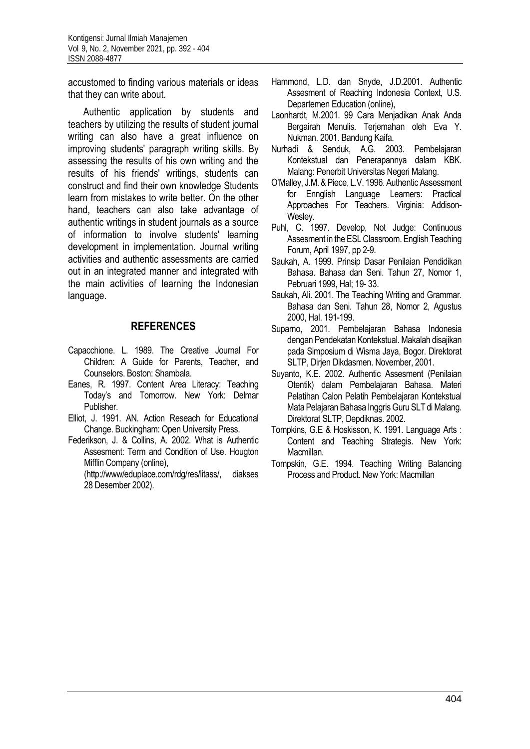accustomed to finding various materials or ideas that they can write about.

Authentic application by students and teachers by utilizing the results of student journal writing can also have a great influence on improving students' paragraph writing skills. By assessing the results of his own writing and the results of his friends' writings, students can construct and find their own knowledge Students learn from mistakes to write better. On the other hand, teachers can also take advantage of authentic writings in student journals as a source of information to involve students' learning development in implementation. Journal writing activities and authentic assessments are carried out in an integrated manner and integrated with the main activities of learning the Indonesian language.

## REFERENCES

Capacchione. L. 1989. The Creative Journal For Children: A Guide for Parents, Teacher, and Counselors. Boston: Shambala.

Eanes, R. 1997. Content Area Literacy: Teaching Today's and Tomorrow. New York: Delmar Publisher.

Elliot, J. 1991. AN. Action Reseach for Educational Change. Buckingham: Open University Press.

Federikson, J. & Collins, A. 2002. What is Authentic Assesment: Term and Condition of Use. Hougton Mifflin Company (online), (http://www/eduplace.com/rdg/res/litass/, diakses 28 Desember 2002).

Hammond, L.D. dan Snyde, J.D.2001. Authentic Assesment of Reaching Indonesia Context, U.S. Departemen Education (online),

Laonhardt, M.2001. 99 Cara Menjadikan Anak Anda Bergairah Menulis. Terjemahan oleh Eva Y. Nukman. 2001. Bandung Kaifa.

Nurhadi & Senduk, A.G. 2003. Pembelajaran Kontekstual dan Penerapannya dalam KBK. Malang: Penerbit Universitas Negeri Malang.

O'Malley, J.M. & Piece, L.V. 1996. Authentic Assessment for Ennglish Language Learners: Practical Approaches For Teachers. Virginia: Addison-Wesley.

Puhl, C. 1997. Develop, Not Judge: Continuous Assesment in the ESL Classroom. English Teaching Forum, April 1997, pp 2-9.

Saukah, A. 1999. Prinsip Dasar Penilaian Pendidikan Bahasa. Bahasa dan Seni. Tahun 27, Nomor 1, Pebruari 1999, Hal; 19- 33.

Saukah, Ali. 2001. The Teaching Writing and Grammar. Bahasa dan Seni. Tahun 28, Nomor 2, Agustus 2000, Hal. 191-199.

Suparno, 2001. Pembelajaran Bahasa Indonesia dengan Pendekatan Kontekstual. Makalah disajikan pada Simposium di Wisma Jaya, Bogor. Direktorat SLTP, Dirjen Dikdasmen. November, 2001.

Suyanto, K.E. 2002. Authentic Assesment (Penilaian Otentik) dalam Pembelajaran Bahasa. Materi Pelatihan Calon Pelatih Pembelajaran Kontekstual Mata Pelajaran Bahasa Inggris Guru SLT di Malang. Direktorat SLTP, Depdiknas. 2002.

Tompkins, G.E & Hoskisson, K. 1991. Language Arts : Content and Teaching Strategis. New York: Macmillan.

Tompskin, G.E. 1994. Teaching Writing Balancing Process and Product. New York: Macmillan